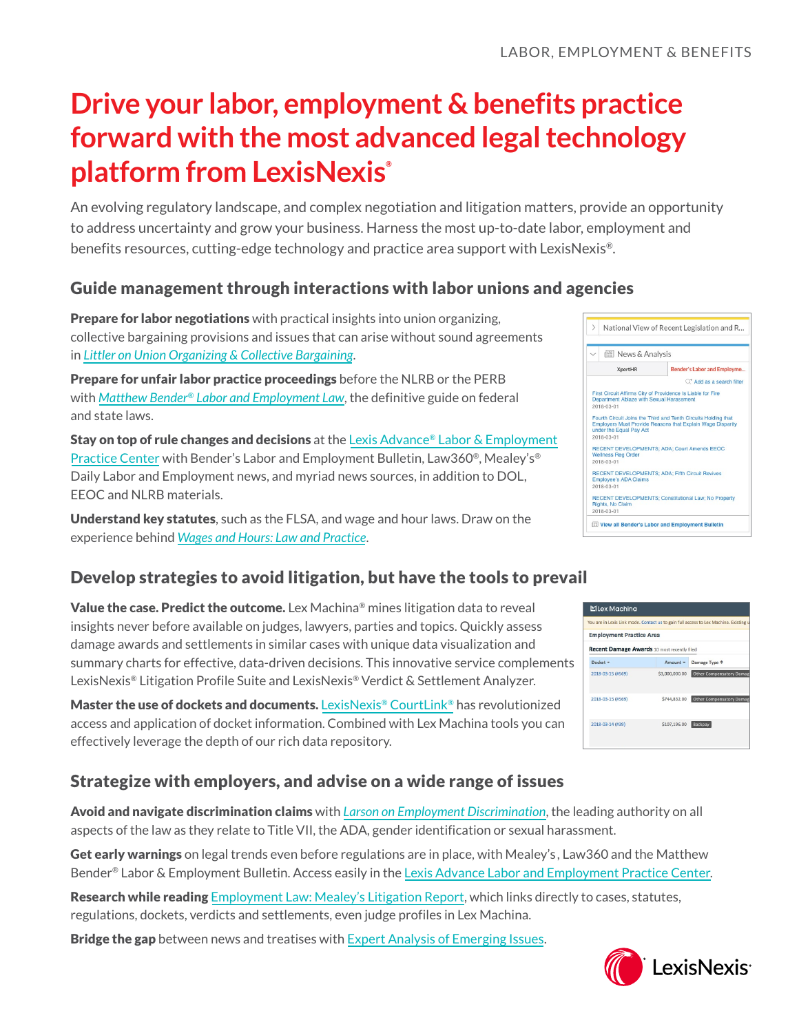# Drive your labor, employment & benefits practice forward with the most advanced legal technology platform from LexisNexis®

An evolving regulatory landscape, and complex negotiation and litigation matters, provide an opportunity to address uncertainty and grow your business. Harness the most up-to-date labor, employment and benefits resources, cutting-edge technology and practice area support with LexisNexis®.

## Guide management through interactions with labor unions and agencies

**Prepare for labor negotiations** with practical insights into union organizing, collective bargaining provisions and issues that can arise without sound agreements in *Littler on Union Organizing & Collective Bargaining*.

**Prepare for unfair labor practice proceedings** before the NLRB or the PERB with *Matthew Bender® Labor and Employment Law*, the definitive guide on federal and state laws.

**Stay on top of rule changes and decisions** at the Lexis Advance® Labor & Employment Practice Center with Bender's Labor and Employment Bulletin, Law360®, Mealey's® Daily Labor and Employment news, and myriad news sources, in addition to DOL, EEOC and NLRB materials.

**Understand key statutes**, such as the FLSA, and wage and hour laws. Draw on the experience behind *Wages and Hours: Law and Practice*.

## Develop strategies to avoid litigation, but have the tools to prevail

**Value the case. Predict the outcome.** Lex Machina® mines litigation data to reveal insights never before available on judges, lawyers, parties and topics. Quickly assess damage awards and settlements in similar cases with unique data visualization and summary charts for effective, data-driven decisions. This innovative service complements LexisNexis® Litigation Profile Suite and LexisNexis® Verdict & Settlement Analyzer.

**Master the use of dockets and documents.** LexisNexis® CourtLink® has revolutionized access and application of docket information. Combined with Lex Machina tools you can effectively leverage the depth of our rich data repository.

## Strategize with employers, and advise on a wide range of issues

**Avoid and navigate discrimination claims** with *Larson on Employment Discrimination*, the leading authority on all aspects of the law as they relate to Title VII, the ADA, gender identification or sexual harassment.

**Get early warnings** on legal trends even before regulations are in place, with Mealey's, Law360 and the Matthew Bender® Labor & Employment Bulletin. Access easily in the Lexis Advance Labor and Employment Practice Center.

**Research while reading** Employment Law: Mealey's Litigation Report, which links directly to cases, statutes, regulations, dockets, verdicts and settlements, even judge profiles in Lex Machina.

**Bridge the gap** between news and treatises with Expert Analysis of Emerging Issues.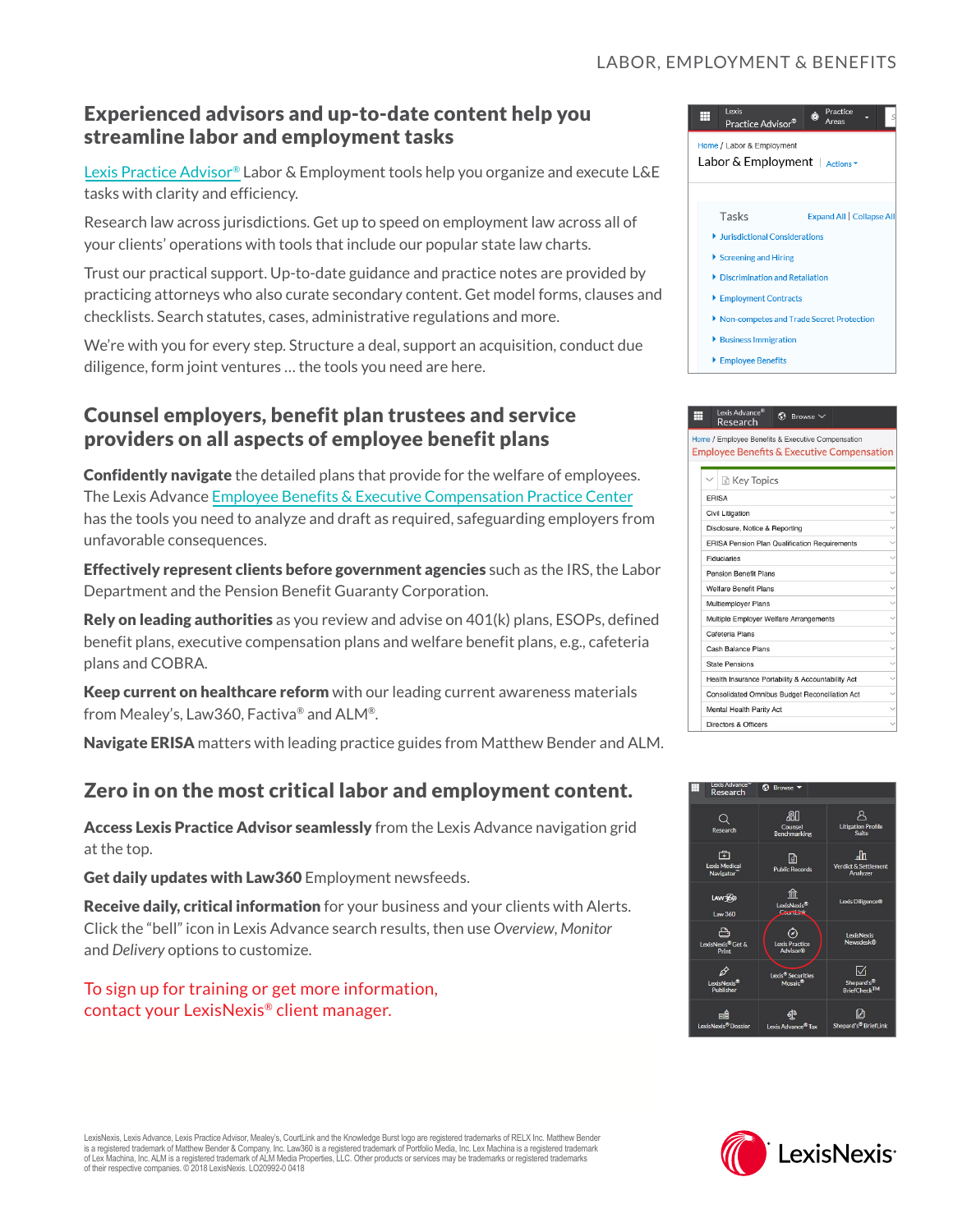## Experienced advisors and up-to-date content help you streamline labor and employment tasks

Lexis Practice Advisor® Labor & Employment tools help you organize and execute L&E tasks with clarity and efficiency.

Research law across jurisdictions. Get up to speed on employment law across all of your clients' operations with tools that include our popular state law charts.

Trust our practical support. Up-to-date guidance and practice notes are provided by practicing attorneys who also curate secondary content. Get model forms, clauses and checklists. Search statutes, cases, administrative regulations and more.

We're with you for every step. Structure a deal, support an acquisition, conduct due diligence, form joint ventures … the tools you need are here.

Lexis Practice Advisor®
Practice Areas
Home / Labor & Employment
Labor & Employment | Actions
Tasks Expand All | Collapse All
- Jurisdictional Considerations
- Screening and Hiring
- Discrimination and Retaliation
- Employment Contracts
- Non-competes and Trade Secret Protection
- Business Immigration
- Employee Benefits

## Counsel employers, benefit plan trustees and service providers on all aspects of employee benefit plans

**Confidently navigate** the detailed plans that provide for the welfare of employees. The Lexis Advance Employee Benefits & Executive Compensation Practice Center has the tools you need to analyze and draft as required, safeguarding employers from unfavorable consequences.

**Effectively represent clients before government agencies** such as the IRS, the Labor Department and the Pension Benefit Guaranty Corporation.

**Rely on leading authorities** as you review and advise on 401(k) plans, ESOPs, defined benefit plans, executive compensation plans and welfare benefit plans, e.g., cafeteria plans and COBRA.

**Keep current on healthcare reform** with our leading current awareness materials from Mealey's, Law360, Factiva® and ALM®.

**Navigate ERISA** matters with leading practice guides from Matthew Bender and ALM.

Lexis Advance® Research
Browse
Home / Employee Benefits & Executive Compensation
Employee Benefits & Executive Compensation
Key Topics
- ERISA
- Civil Litigation
- Disclosure, Notice & Reporting
- ERISA Pension Plan Qualification Requirements
- Fiduciaries
- Pension Benefit Plans
- Welfare Benefit Plans
- Multiemployer Plans
- Multiple Employer Welfare Arrangements
- Cafeteria Plans
- Cash Balance Plans
- State Pensions
- Health Insurance Portability & Accountability Act
- Consolidated Omnibus Budget Reconciliation Act
- Mental Health Parity Act
- Directors & Officers

## Zero in on the most critical labor and employment content.

**Access Lexis Practice Advisor seamlessly** from the Lexis Advance navigation grid at the top.

**Get daily updates with Law360** Employment newsfeeds.

**Receive daily, critical information** for your business and your clients with Alerts. Click the "bell" icon in Lexis Advance search results, then use *Overview*, *Monitor* and *Delivery* options to customize.

Lexis Advance® Research
Browse
Research | Counsel Benchmarking | Litigation Profile Suite
Lexis Medical Navigator | Public Records | Verdict & Settlement Analyzer
Law360 | LexisNexis® CourtLink® | Lexis Diligence®
LexisNexis® Get & Print | Lexis Practice Advisor® | LexisNexis Newsdesk®
LexisNexis® Publisher | Lexis® Securities Mosaic® | Shepard's® BriefCheck™
LexisNexis® Dossier | Lexis Advance® Tax | Shepard's® BriefLink

To sign up for training or get more information, contact your LexisNexis® client manager.

LexisNexis, Lexis Advance, Lexis Practice Advisor, Mealey's, CourtLink and the Knowledge Burst logo are registered trademarks of RELX Inc. Matthew Bender is a registered trademark of Matthew Bender & Company, Inc. Law360 is a registered trademark of Portfolio Media, Inc. Lex Machina is a registered trademark of Lex Machina, Inc. ALM is a registered trademark of ALM Media Properties, LLC. Other products or services may be trademarks or registered trademarks of their respective companies. © 2018 LexisNexis. LO20992-0 0418

LexisNexis®